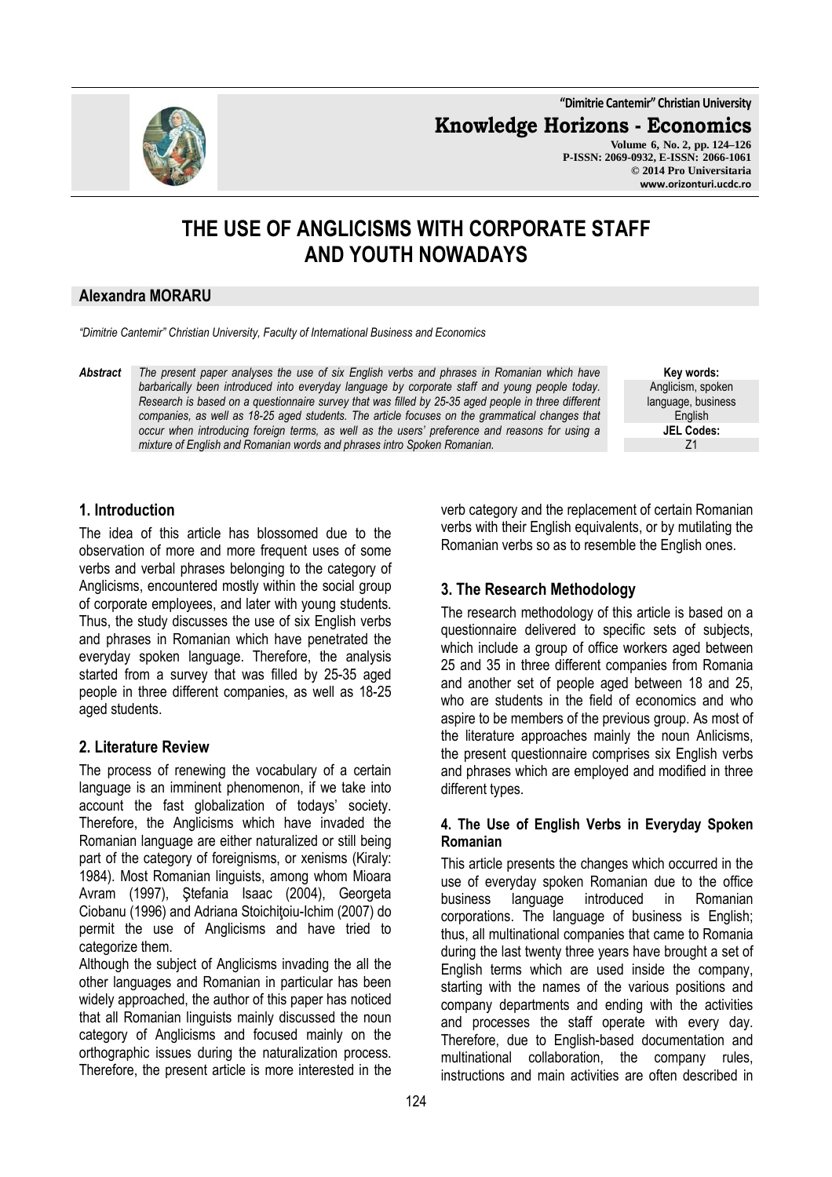# THE USE OF ANGLICISMS WITH CORPORATE STAFF AND YOUTH NOWADAYS

**Alexandra MORARU**

*"Dimitrie Cantemir" Christian University, Faculty of International Business and Economics*

***Abstract*** *The present paper analyses the use of six English verbs and phrases in Romanian which have barbarically been introduced into everyday language by corporate staff and young people today. Research is based on a questionnaire survey that was filled by 25-35 aged people in three different companies, as well as 18-25 aged students. The article focuses on the grammatical changes that occur when introducing foreign terms, as well as the users' preference and reasons for using a mixture of English and Romanian words and phrases intro Spoken Romanian.*

**Key words:**
Anglicism, spoken language, business English

**JEL Codes:**
Z1

## 1. Introduction

The idea of this article has blossomed due to the observation of more and more frequent uses of some verbs and verbal phrases belonging to the category of Anglicisms, encountered mostly within the social group of corporate employees, and later with young students. Thus, the study discusses the use of six English verbs and phrases in Romanian which have penetrated the everyday spoken language. Therefore, the analysis started from a survey that was filled by 25-35 aged people in three different companies, as well as 18-25 aged students.

## 2. Literature Review

The process of renewing the vocabulary of a certain language is an imminent phenomenon, if we take into account the fast globalization of todays' society. Therefore, the Anglicisms which have invaded the Romanian language are either naturalized or still being part of the category of foreignisms, or xenisms (Kiraly: 1984). Most Romanian linguists, among whom Mioara Avram (1997), Ştefania Isaac (2004), Georgeta Ciobanu (1996) and Adriana Stoichiţoiu-Ichim (2007) do permit the use of Anglicisms and have tried to categorize them.

Although the subject of Anglicisms invading the all the other languages and Romanian in particular has been widely approached, the author of this paper has noticed that all Romanian linguists mainly discussed the noun category of Anglicisms and focused mainly on the orthographic issues during the naturalization process. Therefore, the present article is more interested in the verb category and the replacement of certain Romanian verbs with their English equivalents, or by mutilating the Romanian verbs so as to resemble the English ones.

## 3. The Research Methodology

The research methodology of this article is based on a questionnaire delivered to specific sets of subjects, which include a group of office workers aged between 25 and 35 in three different companies from Romania and another set of people aged between 18 and 25, who are students in the field of economics and who aspire to be members of the previous group. As most of the literature approaches mainly the noun Anlicisms, the present questionnaire comprises six English verbs and phrases which are employed and modified in three different types.

### 4. The Use of English Verbs in Everyday Spoken Romanian

This article presents the changes which occurred in the use of everyday spoken Romanian due to the office business language introduced in Romanian corporations. The language of business is English; thus, all multinational companies that came to Romania during the last twenty three years have brought a set of English terms which are used inside the company, starting with the names of the various positions and company departments and ending with the activities and processes the staff operate with every day. Therefore, due to English-based documentation and multinational collaboration, the company rules, instructions and main activities are often described in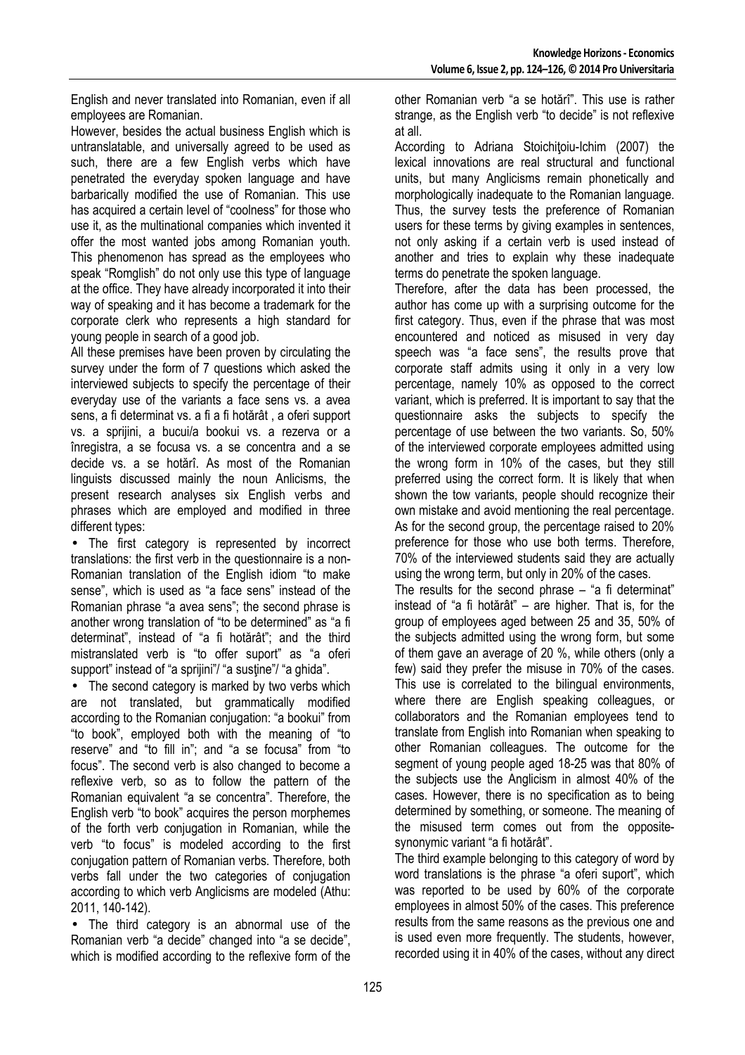English and never translated into Romanian, even if all employees are Romanian.

However, besides the actual business English which is untranslatable, and universally agreed to be used as such, there are a few English verbs which have penetrated the everyday spoken language and have barbarically modified the use of Romanian. This use has acquired a certain level of "coolness" for those who use it, as the multinational companies which invented it offer the most wanted jobs among Romanian youth. This phenomenon has spread as the employees who speak "Romglish" do not only use this type of language at the office. They have already incorporated it into their way of speaking and it has become a trademark for the corporate clerk who represents a high standard for young people in search of a good job.

All these premises have been proven by circulating the survey under the form of 7 questions which asked the interviewed subjects to specify the percentage of their everyday use of the variants a face sens vs. a avea sens, a fi determinat vs. a fi a fi hotărât , a oferi support vs. a sprijini, a bucui/a bookui vs. a rezerva or a înregistra, a se focusa vs. a se concentra and a se decide vs. a se hotărî. As most of the Romanian linguists discussed mainly the noun Anlicisms, the present research analyses six English verbs and phrases which are employed and modified in three different types:

- The first category is represented by incorrect translations: the first verb in the questionnaire is a non-Romanian translation of the English idiom "to make sense", which is used as "a face sens" instead of the Romanian phrase "a avea sens"; the second phrase is another wrong translation of "to be determined" as "a fi determinat", instead of "a fi hotărât"; and the third mistranslated verb is "to offer suport" as "a oferi support" instead of "a sprijini"/ "a susţine"/ "a ghida".
- The second category is marked by two verbs which are not translated, but grammatically modified according to the Romanian conjugation: "a bookui" from "to book", employed both with the meaning of "to reserve" and "to fill in"; and "a se focusa" from "to focus". The second verb is also changed to become a reflexive verb, so as to follow the pattern of the Romanian equivalent "a se concentra". Therefore, the English verb "to book" acquires the person morphemes of the forth verb conjugation in Romanian, while the verb "to focus" is modeled according to the first conjugation pattern of Romanian verbs. Therefore, both verbs fall under the two categories of conjugation according to which verb Anglicisms are modeled (Athu: 2011, 140-142).
- The third category is an abnormal use of the Romanian verb "a decide" changed into "a se decide", which is modified according to the reflexive form of the other Romanian verb "a se hotărî". This use is rather strange, as the English verb "to decide" is not reflexive at all.

According to Adriana Stoichiţoiu-Ichim (2007) the lexical innovations are real structural and functional units, but many Anglicisms remain phonetically and morphologically inadequate to the Romanian language. Thus, the survey tests the preference of Romanian users for these terms by giving examples in sentences, not only asking if a certain verb is used instead of another and tries to explain why these inadequate terms do penetrate the spoken language.

Therefore, after the data has been processed, the author has come up with a surprising outcome for the first category. Thus, even if the phrase that was most encountered and noticed as misused in very day speech was "a face sens", the results prove that corporate staff admits using it only in a very low percentage, namely 10% as opposed to the correct variant, which is preferred. It is important to say that the questionnaire asks the subjects to specify the percentage of use between the two variants. So, 50% of the interviewed corporate employees admitted using the wrong form in 10% of the cases, but they still preferred using the correct form. It is likely that when shown the tow variants, people should recognize their own mistake and avoid mentioning the real percentage. As for the second group, the percentage raised to 20% preference for those who use both terms. Therefore, 70% of the interviewed students said they are actually using the wrong term, but only in 20% of the cases.

The results for the second phrase – "a fi determinat" instead of "a fi hotărât" – are higher. That is, for the group of employees aged between 25 and 35, 50% of the subjects admitted using the wrong form, but some of them gave an average of 20 %, while others (only a few) said they prefer the misuse in 70% of the cases. This use is correlated to the bilingual environments, where there are English speaking colleagues, or collaborators and the Romanian employees tend to translate from English into Romanian when speaking to other Romanian colleagues. The outcome for the segment of young people aged 18-25 was that 80% of the subjects use the Anglicism in almost 40% of the cases. However, there is no specification as to being determined by something, or someone. The meaning of the misused term comes out from the opposite-synonymic variant "a fi hotărât".

The third example belonging to this category of word by word translations is the phrase "a oferi suport", which was reported to be used by 60% of the corporate employees in almost 50% of the cases. This preference results from the same reasons as the previous one and is used even more frequently. The students, however, recorded using it in 40% of the cases, without any direct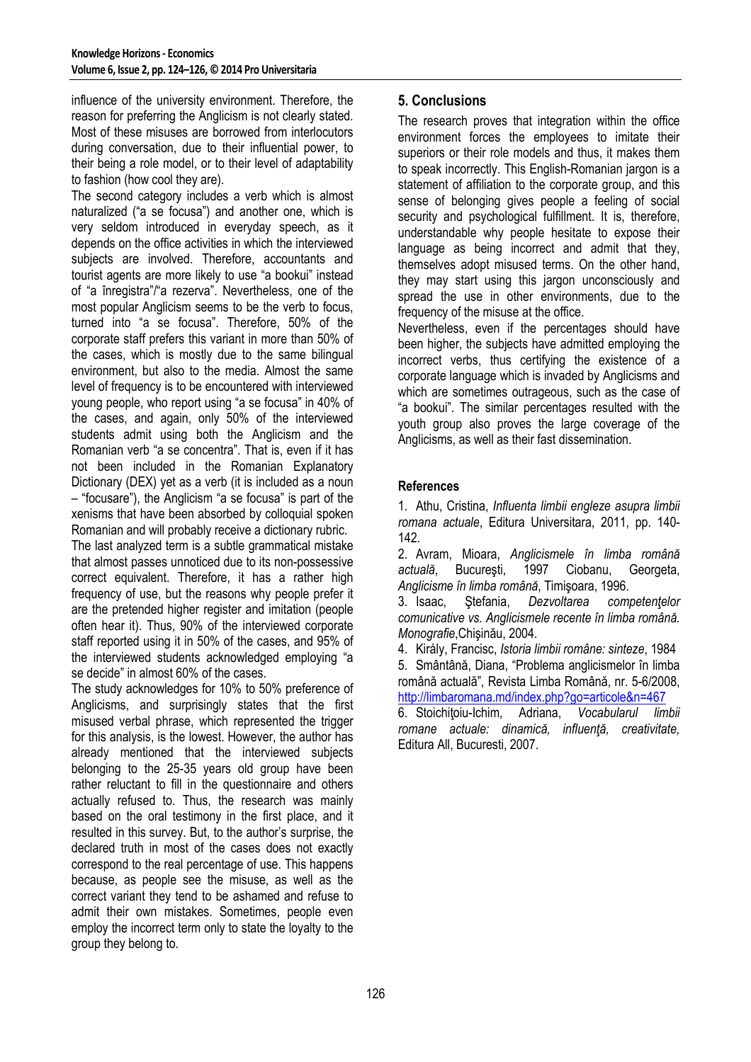influence of the university environment. Therefore, the reason for preferring the Anglicism is not clearly stated. Most of these misuses are borrowed from interlocutors during conversation, due to their influential power, to their being a role model, or to their level of adaptability to fashion (how cool they are).

The second category includes a verb which is almost naturalized ("a se focusa") and another one, which is very seldom introduced in everyday speech, as it depends on the office activities in which the interviewed subjects are involved. Therefore, accountants and tourist agents are more likely to use "a bookui" instead of "a înregistra"/"a rezerva". Nevertheless, one of the most popular Anglicism seems to be the verb to focus, turned into "a se focusa". Therefore, 50% of the corporate staff prefers this variant in more than 50% of the cases, which is mostly due to the same bilingual environment, but also to the media. Almost the same level of frequency is to be encountered with interviewed young people, who report using "a se focusa" in 40% of the cases, and again, only 50% of the interviewed students admit using both the Anglicism and the Romanian verb "a se concentra". That is, even if it has not been included in the Romanian Explanatory Dictionary (DEX) yet as a verb (it is included as a noun – "focusare"), the Anglicism "a se focusa" is part of the xenisms that have been absorbed by colloquial spoken Romanian and will probably receive a dictionary rubric.

The last analyzed term is a subtle grammatical mistake that almost passes unnoticed due to its non-possessive correct equivalent. Therefore, it has a rather high frequency of use, but the reasons why people prefer it are the pretended higher register and imitation (people often hear it). Thus, 90% of the interviewed corporate staff reported using it in 50% of the cases, and 95% of the interviewed students acknowledged employing "a se decide" in almost 60% of the cases.

The study acknowledges for 10% to 50% preference of Anglicisms, and surprisingly states that the first misused verbal phrase, which represented the trigger for this analysis, is the lowest. However, the author has already mentioned that the interviewed subjects belonging to the 25-35 years old group have been rather reluctant to fill in the questionnaire and others actually refused to. Thus, the research was mainly based on the oral testimony in the first place, and it resulted in this survey. But, to the author's surprise, the declared truth in most of the cases does not exactly correspond to the real percentage of use. This happens because, as people see the misuse, as well as the correct variant they tend to be ashamed and refuse to admit their own mistakes. Sometimes, people even employ the incorrect term only to state the loyalty to the group they belong to.

## 5. Conclusions

The research proves that integration within the office environment forces the employees to imitate their superiors or their role models and thus, it makes them to speak incorrectly. This English-Romanian jargon is a statement of affiliation to the corporate group, and this sense of belonging gives people a feeling of social security and psychological fulfillment. It is, therefore, understandable why people hesitate to expose their language as being incorrect and admit that they, themselves adopt misused terms. On the other hand, they may start using this jargon unconsciously and spread the use in other environments, due to the frequency of the misuse at the office.

Nevertheless, even if the percentages should have been higher, the subjects have admitted employing the incorrect verbs, thus certifying the existence of a corporate language which is invaded by Anglicisms and which are sometimes outrageous, such as the case of "a bookui". The similar percentages resulted with the youth group also proves the large coverage of the Anglicisms, as well as their fast dissemination.

## References

1. Athu, Cristina, *Influenta limbii engleze asupra limbii romana actuale*, Editura Universitara, 2011, pp. 140-142.
2. Avram, Mioara, *Anglicismele în limba română actuală*, Bucureşti, 1997 Ciobanu, Georgeta, *Anglicisme în limba română*, Timişoara, 1996.
3. Isaac, Ştefania, *Dezvoltarea competenţelor comunicative vs. Anglicismele recente în limba română. Monografie*,Chişinău, 2004.
4. Király, Francisc, *Istoria limbii române: sinteze*, 1984
5. Smântână, Diana, "Problema anglicismelor în limba română actuală", Revista Limba Română, nr. 5-6/2008, http://limbaromana.md/index.php?go=articole&n=467
6. Stoichiţoiu-Ichim, Adriana, *Vocabularul limbii romane actuale: dinamică, influenţă, creativitate,* Editura All, Bucuresti, 2007.